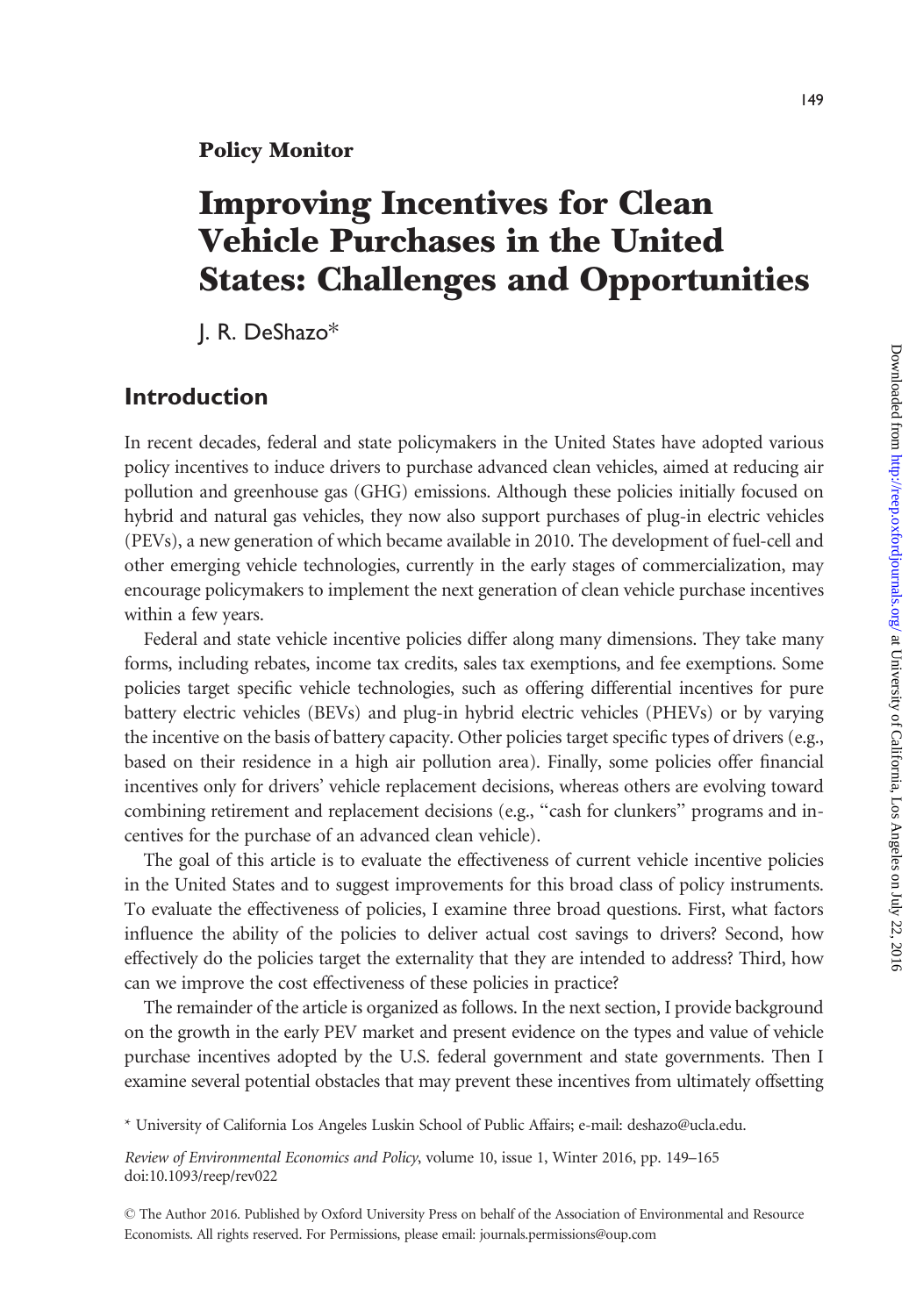**Policy Monitor**

# Improving Incentives for Clean Vehicle Purchases in the United States: Challenges and Opportunities

J. R. DeShazo*

## Introduction

In recent decades, federal and state policymakers in the United States have adopted various policy incentives to induce drivers to purchase advanced clean vehicles, aimed at reducing air pollution and greenhouse gas (GHG) emissions. Although these policies initially focused on hybrid and natural gas vehicles, they now also support purchases of plug-in electric vehicles (PEVs), a new generation of which became available in 2010. The development of fuel-cell and other emerging vehicle technologies, currently in the early stages of commercialization, may encourage policymakers to implement the next generation of clean vehicle purchase incentives within a few years.

Federal and state vehicle incentive policies differ along many dimensions. They take many forms, including rebates, income tax credits, sales tax exemptions, and fee exemptions. Some policies target specific vehicle technologies, such as offering differential incentives for pure battery electric vehicles (BEVs) and plug-in hybrid electric vehicles (PHEVs) or by varying the incentive on the basis of battery capacity. Other policies target specific types of drivers (e.g., based on their residence in a high air pollution area). Finally, some policies offer financial incentives only for drivers' vehicle replacement decisions, whereas others are evolving toward combining retirement and replacement decisions (e.g., "cash for clunkers" programs and incentives for the purchase of an advanced clean vehicle).

The goal of this article is to evaluate the effectiveness of current vehicle incentive policies in the United States and to suggest improvements for this broad class of policy instruments. To evaluate the effectiveness of policies, I examine three broad questions. First, what factors influence the ability of the policies to deliver actual cost savings to drivers? Second, how effectively do the policies target the externality that they are intended to address? Third, how can we improve the cost effectiveness of these policies in practice?

The remainder of the article is organized as follows. In the next section, I provide background on the growth in the early PEV market and present evidence on the types and value of vehicle purchase incentives adopted by the U.S. federal government and state governments. Then I examine several potential obstacles that may prevent these incentives from ultimately offsetting

\* University of California Los Angeles Luskin School of Public Affairs; e-mail: deshazo@ucla.edu.

*Review of Environmental Economics and Policy*, volume 10, issue 1, Winter 2016, pp. 149–165
doi:10.1093/reep/rev022

© The Author 2016. Published by Oxford University Press on behalf of the Association of Environmental and Resource Economists. All rights reserved. For Permissions, please email: journals.permissions@oup.com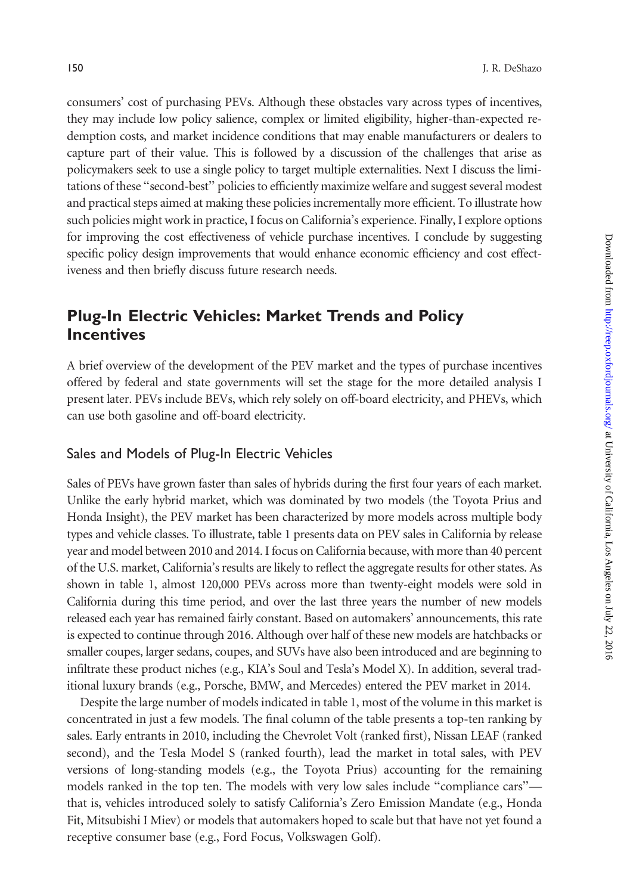consumers' cost of purchasing PEVs. Although these obstacles vary across types of incentives, they may include low policy salience, complex or limited eligibility, higher-than-expected redemption costs, and market incidence conditions that may enable manufacturers or dealers to capture part of their value. This is followed by a discussion of the challenges that arise as policymakers seek to use a single policy to target multiple externalities. Next I discuss the limitations of these "second-best" policies to efficiently maximize welfare and suggest several modest and practical steps aimed at making these policies incrementally more efficient. To illustrate how such policies might work in practice, I focus on California's experience. Finally, I explore options for improving the cost effectiveness of vehicle purchase incentives. I conclude by suggesting specific policy design improvements that would enhance economic efficiency and cost effectiveness and then briefly discuss future research needs.

## Plug-In Electric Vehicles: Market Trends and Policy Incentives

A brief overview of the development of the PEV market and the types of purchase incentives offered by federal and state governments will set the stage for the more detailed analysis I present later. PEVs include BEVs, which rely solely on off-board electricity, and PHEVs, which can use both gasoline and off-board electricity.

### Sales and Models of Plug-In Electric Vehicles

Sales of PEVs have grown faster than sales of hybrids during the first four years of each market. Unlike the early hybrid market, which was dominated by two models (the Toyota Prius and Honda Insight), the PEV market has been characterized by more models across multiple body types and vehicle classes. To illustrate, table 1 presents data on PEV sales in California by release year and model between 2010 and 2014. I focus on California because, with more than 40 percent of the U.S. market, California's results are likely to reflect the aggregate results for other states. As shown in table 1, almost 120,000 PEVs across more than twenty-eight models were sold in California during this time period, and over the last three years the number of new models released each year has remained fairly constant. Based on automakers' announcements, this rate is expected to continue through 2016. Although over half of these new models are hatchbacks or smaller coupes, larger sedans, coupes, and SUVs have also been introduced and are beginning to infiltrate these product niches (e.g., KIA's Soul and Tesla's Model X). In addition, several traditional luxury brands (e.g., Porsche, BMW, and Mercedes) entered the PEV market in 2014.

Despite the large number of models indicated in table 1, most of the volume in this market is concentrated in just a few models. The final column of the table presents a top-ten ranking by sales. Early entrants in 2010, including the Chevrolet Volt (ranked first), Nissan LEAF (ranked second), and the Tesla Model S (ranked fourth), lead the market in total sales, with PEV versions of long-standing models (e.g., the Toyota Prius) accounting for the remaining models ranked in the top ten. The models with very low sales include "compliance cars"—that is, vehicles introduced solely to satisfy California's Zero Emission Mandate (e.g., Honda Fit, Mitsubishi I Miev) or models that automakers hoped to scale but that have not yet found a receptive consumer base (e.g., Ford Focus, Volkswagen Golf).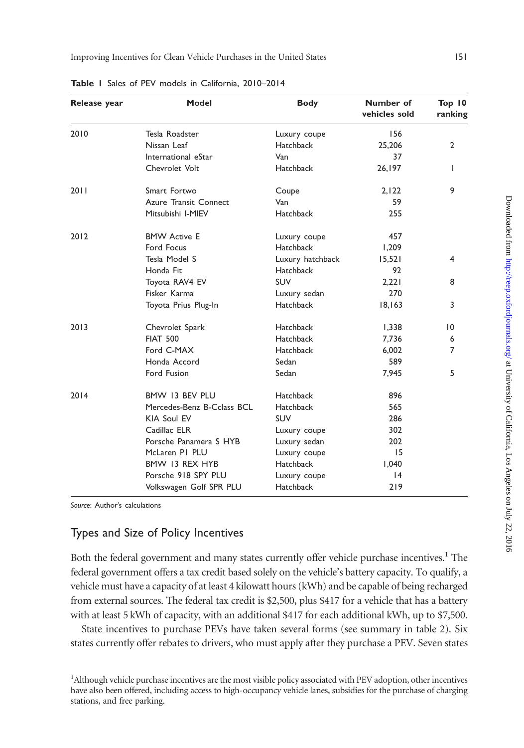**Table 1** Sales of PEV models in California, 2010–2014

| Release year | Model | Body | Number of vehicles sold | Top 10 ranking |
|---|---|---|---|---|
| 2010 | Tesla Roadster | Luxury coupe | 156 | |
| | Nissan Leaf | Hatchback | 25,206 | 2 |
| | International eStar | Van | 37 | |
| | Chevrolet Volt | Hatchback | 26,197 | 1 |
| 2011 | Smart Fortwo | Coupe | 2,122 | 9 |
| | Azure Transit Connect | Van | 59 | |
| | Mitsubishi I-MIEV | Hatchback | 255 | |
| 2012 | BMW Active E | Luxury coupe | 457 | |
| | Ford Focus | Hatchback | 1,209 | |
| | Tesla Model S | Luxury hatchback | 15,521 | 4 |
| | Honda Fit | Hatchback | 92 | |
| | Toyota RAV4 EV | SUV | 2,221 | 8 |
| | Fisker Karma | Luxury sedan | 270 | |
| | Toyota Prius Plug-In | Hatchback | 18,163 | 3 |
| 2013 | Chevrolet Spark | Hatchback | 1,338 | 10 |
| | FIAT 500 | Hatchback | 7,736 | 6 |
| | Ford C-MAX | Hatchback | 6,002 | 7 |
| | Honda Accord | Sedan | 589 | |
| | Ford Fusion | Sedan | 7,945 | 5 |
| 2014 | BMW I3 BEV PLU | Hatchback | 896 | |
| | Mercedes-Benz B-Cclass BCL | Hatchback | 565 | |
| | KIA Soul EV | SUV | 286 | |
| | Cadillac ELR | Luxury coupe | 302 | |
| | Porsche Panamera S HYB | Luxury sedan | 202 | |
| | McLaren P1 PLU | Luxury coupe | 15 | |
| | BMW I3 REX HYB | Hatchback | 1,040 | |
| | Porsche 918 SPY PLU | Luxury coupe | 14 | |
| | Volkswagen Golf SPR PLU | Hatchback | 219 | |

*Source:* Author's calculations

## Types and Size of Policy Incentives

Both the federal government and many states currently offer vehicle purchase incentives.[1] The federal government offers a tax credit based solely on the vehicle's battery capacity. To qualify, a vehicle must have a capacity of at least 4 kilowatt hours (kWh) and be capable of being recharged from external sources. The federal tax credit is $2,500, plus $417 for a vehicle that has a battery with at least 5 kWh of capacity, with an additional $417 for each additional kWh, up to $7,500.

State incentives to purchase PEVs have taken several forms (see summary in table 2). Six states currently offer rebates to drivers, who must apply after they purchase a PEV. Seven states

[1]Although vehicle purchase incentives are the most visible policy associated with PEV adoption, other incentives have also been offered, including access to high-occupancy vehicle lanes, subsidies for the purchase of charging stations, and free parking.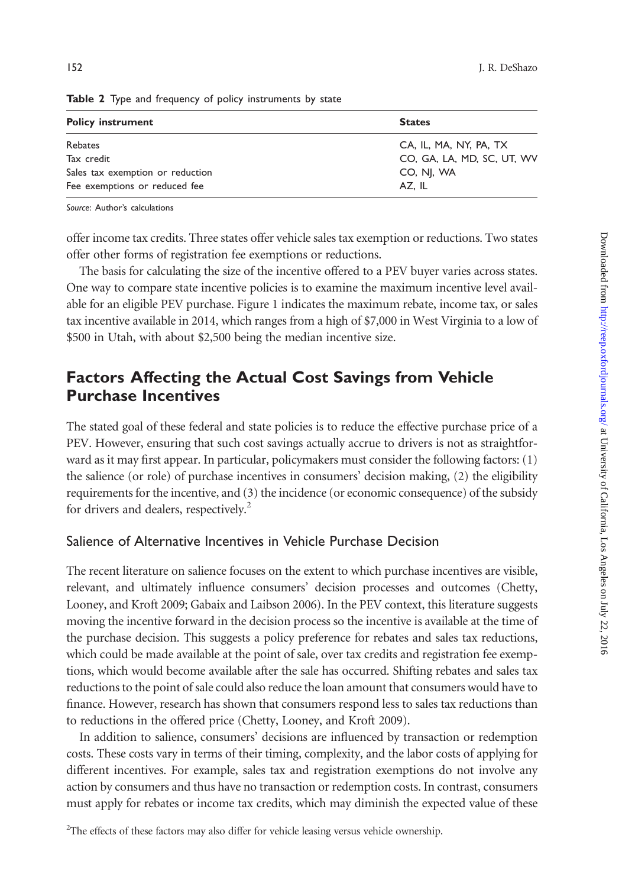**Table 2** Type and frequency of policy instruments by state

| Policy instrument | States |
|---|---|
| Rebates | CA, IL, MA, NY, PA, TX |
| Tax credit | CO, GA, LA, MD, SC, UT, WV |
| Sales tax exemption or reduction | CO, NJ, WA |
| Fee exemptions or reduced fee | AZ, IL |

*Source*: Author's calculations

offer income tax credits. Three states offer vehicle sales tax exemption or reductions. Two states offer other forms of registration fee exemptions or reductions.

The basis for calculating the size of the incentive offered to a PEV buyer varies across states. One way to compare state incentive policies is to examine the maximum incentive level available for an eligible PEV purchase. Figure 1 indicates the maximum rebate, income tax, or sales tax incentive available in 2014, which ranges from a high of $7,000 in West Virginia to a low of $500 in Utah, with about $2,500 being the median incentive size.

## Factors Affecting the Actual Cost Savings from Vehicle Purchase Incentives

The stated goal of these federal and state policies is to reduce the effective purchase price of a PEV. However, ensuring that such cost savings actually accrue to drivers is not as straightforward as it may first appear. In particular, policymakers must consider the following factors: (1) the salience (or role) of purchase incentives in consumers' decision making, (2) the eligibility requirements for the incentive, and (3) the incidence (or economic consequence) of the subsidy for drivers and dealers, respectively.[2]

### Salience of Alternative Incentives in Vehicle Purchase Decision

The recent literature on salience focuses on the extent to which purchase incentives are visible, relevant, and ultimately influence consumers' decision processes and outcomes (Chetty, Looney, and Kroft 2009; Gabaix and Laibson 2006). In the PEV context, this literature suggests moving the incentive forward in the decision process so the incentive is available at the time of the purchase decision. This suggests a policy preference for rebates and sales tax reductions, which could be made available at the point of sale, over tax credits and registration fee exemptions, which would become available after the sale has occurred. Shifting rebates and sales tax reductions to the point of sale could also reduce the loan amount that consumers would have to finance. However, research has shown that consumers respond less to sales tax reductions than to reductions in the offered price (Chetty, Looney, and Kroft 2009).

In addition to salience, consumers' decisions are influenced by transaction or redemption costs. These costs vary in terms of their timing, complexity, and the labor costs of applying for different incentives. For example, sales tax and registration exemptions do not involve any action by consumers and thus have no transaction or redemption costs. In contrast, consumers must apply for rebates or income tax credits, which may diminish the expected value of these

[2] The effects of these factors may also differ for vehicle leasing versus vehicle ownership.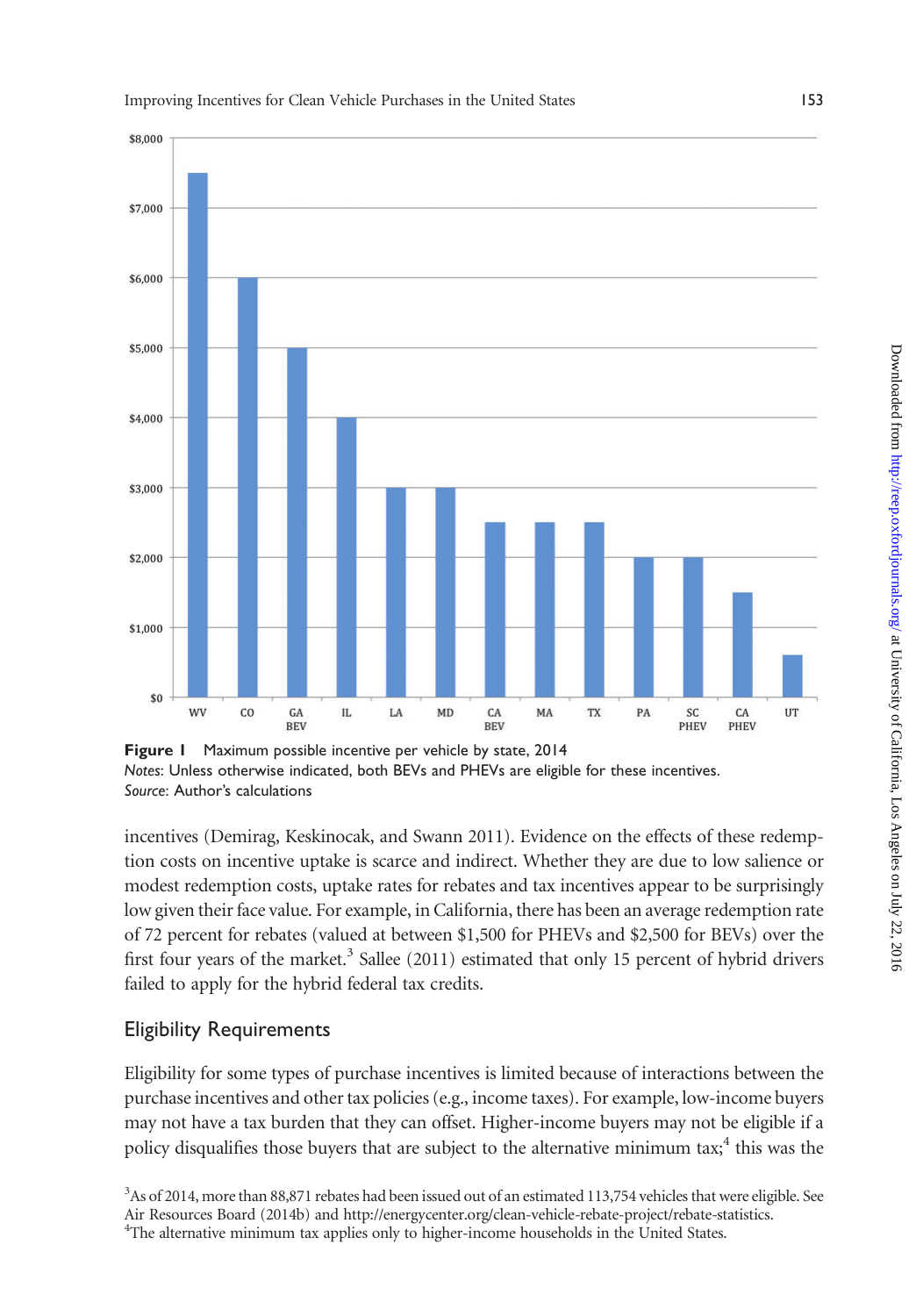**Figure 1** Maximum possible incentive per vehicle by state, 2014
*Notes*: Unless otherwise indicated, both BEVs and PHEVs are eligible for these incentives.
*Source*: Author's calculations

incentives (Demirag, Keskinocak, and Swann 2011). Evidence on the effects of these redemption costs on incentive uptake is scarce and indirect. Whether they are due to low salience or modest redemption costs, uptake rates for rebates and tax incentives appear to be surprisingly low given their face value. For example, in California, there has been an average redemption rate of 72 percent for rebates (valued at between $1,500 for PHEVs and $2,500 for BEVs) over the first four years of the market.[3] Sallee (2011) estimated that only 15 percent of hybrid drivers failed to apply for the hybrid federal tax credits.

## Eligibility Requirements

Eligibility for some types of purchase incentives is limited because of interactions between the purchase incentives and other tax policies (e.g., income taxes). For example, low-income buyers may not have a tax burden that they can offset. Higher-income buyers may not be eligible if a policy disqualifies those buyers that are subject to the alternative minimum tax;[4] this was the

[3] As of 2014, more than 88,871 rebates had been issued out of an estimated 113,754 vehicles that were eligible. See Air Resources Board (2014b) and http://energycenter.org/clean-vehicle-rebate-project/rebate-statistics.

[4] The alternative minimum tax applies only to higher-income households in the United States.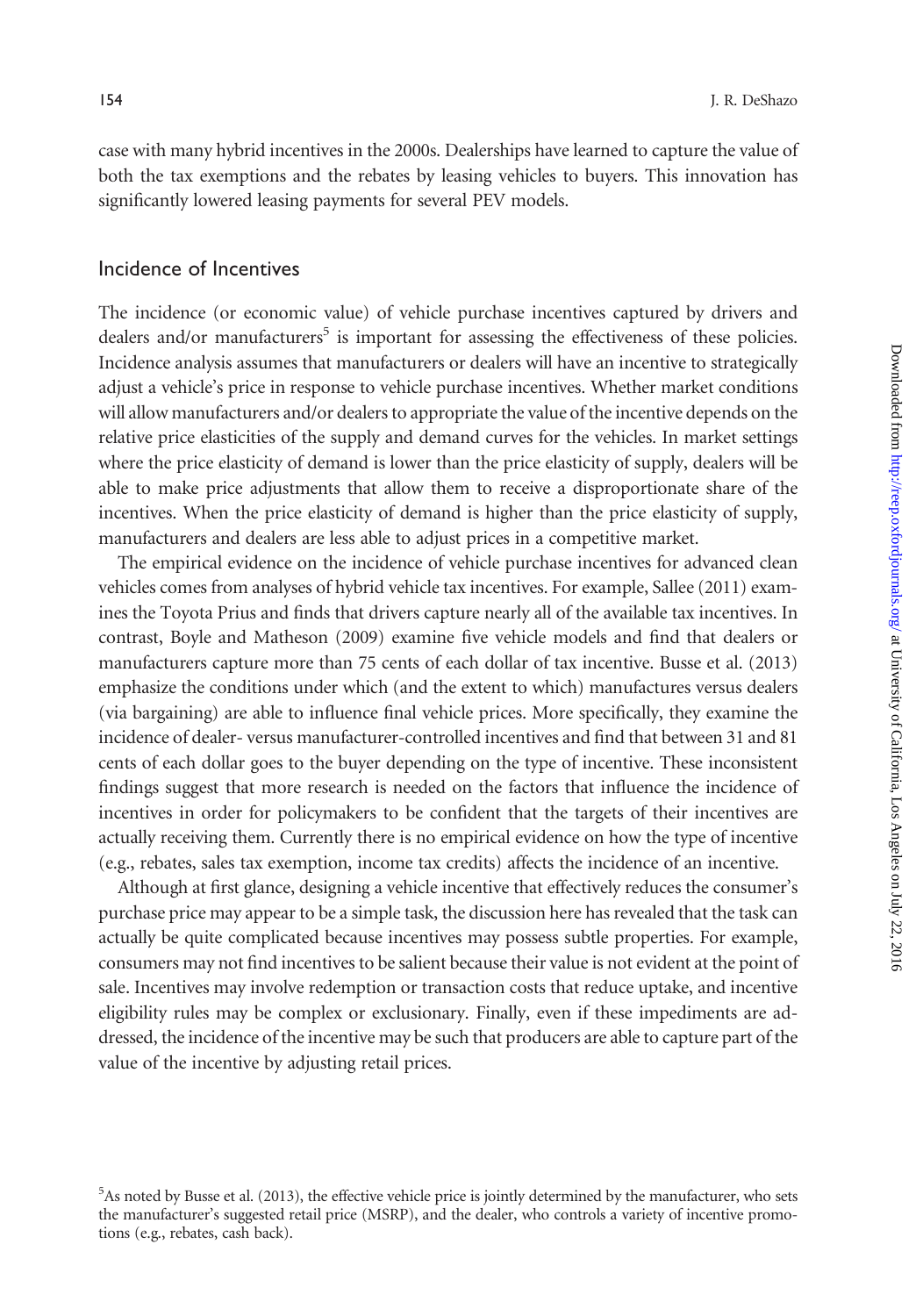case with many hybrid incentives in the 2000s. Dealerships have learned to capture the value of both the tax exemptions and the rebates by leasing vehicles to buyers. This innovation has significantly lowered leasing payments for several PEV models.

## Incidence of Incentives

The incidence (or economic value) of vehicle purchase incentives captured by drivers and dealers and/or manufacturers[5] is important for assessing the effectiveness of these policies. Incidence analysis assumes that manufacturers or dealers will have an incentive to strategically adjust a vehicle's price in response to vehicle purchase incentives. Whether market conditions will allow manufacturers and/or dealers to appropriate the value of the incentive depends on the relative price elasticities of the supply and demand curves for the vehicles. In market settings where the price elasticity of demand is lower than the price elasticity of supply, dealers will be able to make price adjustments that allow them to receive a disproportionate share of the incentives. When the price elasticity of demand is higher than the price elasticity of supply, manufacturers and dealers are less able to adjust prices in a competitive market.

The empirical evidence on the incidence of vehicle purchase incentives for advanced clean vehicles comes from analyses of hybrid vehicle tax incentives. For example, Sallee (2011) examines the Toyota Prius and finds that drivers capture nearly all of the available tax incentives. In contrast, Boyle and Matheson (2009) examine five vehicle models and find that dealers or manufacturers capture more than 75 cents of each dollar of tax incentive. Busse et al. (2013) emphasize the conditions under which (and the extent to which) manufactures versus dealers (via bargaining) are able to influence final vehicle prices. More specifically, they examine the incidence of dealer- versus manufacturer-controlled incentives and find that between 31 and 81 cents of each dollar goes to the buyer depending on the type of incentive. These inconsistent findings suggest that more research is needed on the factors that influence the incidence of incentives in order for policymakers to be confident that the targets of their incentives are actually receiving them. Currently there is no empirical evidence on how the type of incentive (e.g., rebates, sales tax exemption, income tax credits) affects the incidence of an incentive.

Although at first glance, designing a vehicle incentive that effectively reduces the consumer's purchase price may appear to be a simple task, the discussion here has revealed that the task can actually be quite complicated because incentives may possess subtle properties. For example, consumers may not find incentives to be salient because their value is not evident at the point of sale. Incentives may involve redemption or transaction costs that reduce uptake, and incentive eligibility rules may be complex or exclusionary. Finally, even if these impediments are addressed, the incidence of the incentive may be such that producers are able to capture part of the value of the incentive by adjusting retail prices.

[5]As noted by Busse et al. (2013), the effective vehicle price is jointly determined by the manufacturer, who sets the manufacturer's suggested retail price (MSRP), and the dealer, who controls a variety of incentive promotions (e.g., rebates, cash back).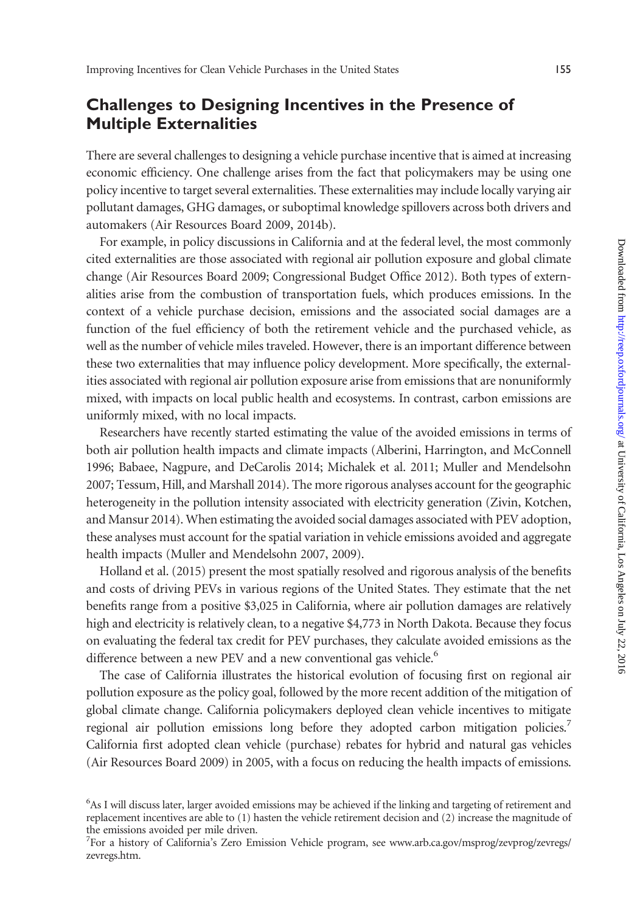## Challenges to Designing Incentives in the Presence of Multiple Externalities

There are several challenges to designing a vehicle purchase incentive that is aimed at increasing economic efficiency. One challenge arises from the fact that policymakers may be using one policy incentive to target several externalities. These externalities may include locally varying air pollutant damages, GHG damages, or suboptimal knowledge spillovers across both drivers and automakers (Air Resources Board 2009, 2014b).

For example, in policy discussions in California and at the federal level, the most commonly cited externalities are those associated with regional air pollution exposure and global climate change (Air Resources Board 2009; Congressional Budget Office 2012). Both types of externalities arise from the combustion of transportation fuels, which produces emissions. In the context of a vehicle purchase decision, emissions and the associated social damages are a function of the fuel efficiency of both the retirement vehicle and the purchased vehicle, as well as the number of vehicle miles traveled. However, there is an important difference between these two externalities that may influence policy development. More specifically, the externalities associated with regional air pollution exposure arise from emissions that are nonuniformly mixed, with impacts on local public health and ecosystems. In contrast, carbon emissions are uniformly mixed, with no local impacts.

Researchers have recently started estimating the value of the avoided emissions in terms of both air pollution health impacts and climate impacts (Alberini, Harrington, and McConnell 1996; Babaee, Nagpure, and DeCarolis 2014; Michalek et al. 2011; Muller and Mendelsohn 2007; Tessum, Hill, and Marshall 2014). The more rigorous analyses account for the geographic heterogeneity in the pollution intensity associated with electricity generation (Zivin, Kotchen, and Mansur 2014). When estimating the avoided social damages associated with PEV adoption, these analyses must account for the spatial variation in vehicle emissions avoided and aggregate health impacts (Muller and Mendelsohn 2007, 2009).

Holland et al. (2015) present the most spatially resolved and rigorous analysis of the benefits and costs of driving PEVs in various regions of the United States. They estimate that the net benefits range from a positive \$3,025 in California, where air pollution damages are relatively high and electricity is relatively clean, to a negative \$4,773 in North Dakota. Because they focus on evaluating the federal tax credit for PEV purchases, they calculate avoided emissions as the difference between a new PEV and a new conventional gas vehicle.[6]

The case of California illustrates the historical evolution of focusing first on regional air pollution exposure as the policy goal, followed by the more recent addition of the mitigation of global climate change. California policymakers deployed clean vehicle incentives to mitigate regional air pollution emissions long before they adopted carbon mitigation policies.[7] California first adopted clean vehicle (purchase) rebates for hybrid and natural gas vehicles (Air Resources Board 2009) in 2005, with a focus on reducing the health impacts of emissions.

[6] As I will discuss later, larger avoided emissions may be achieved if the linking and targeting of retirement and replacement incentives are able to (1) hasten the vehicle retirement decision and (2) increase the magnitude of the emissions avoided per mile driven.

[7] For a history of California's Zero Emission Vehicle program, see www.arb.ca.gov/msprog/zevprog/zevregs/zevregs.htm.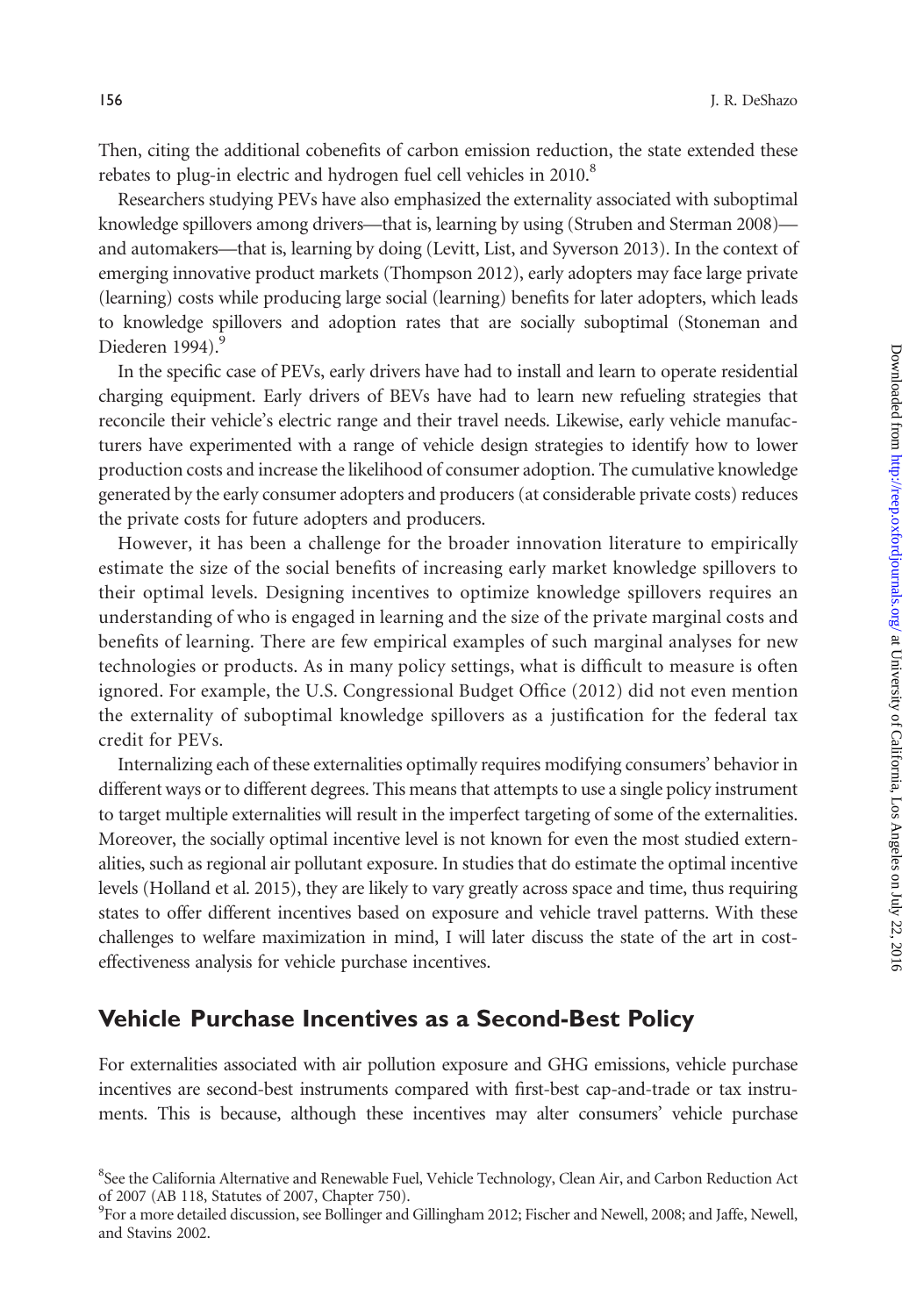Then, citing the additional cobenefits of carbon emission reduction, the state extended these rebates to plug-in electric and hydrogen fuel cell vehicles in 2010.[8]

Researchers studying PEVs have also emphasized the externality associated with suboptimal knowledge spillovers among drivers—that is, learning by using (Struben and Sterman 2008)—and automakers—that is, learning by doing (Levitt, List, and Syverson 2013). In the context of emerging innovative product markets (Thompson 2012), early adopters may face large private (learning) costs while producing large social (learning) benefits for later adopters, which leads to knowledge spillovers and adoption rates that are socially suboptimal (Stoneman and Diederen 1994).[9]

In the specific case of PEVs, early drivers have had to install and learn to operate residential charging equipment. Early drivers of BEVs have had to learn new refueling strategies that reconcile their vehicle's electric range and their travel needs. Likewise, early vehicle manufacturers have experimented with a range of vehicle design strategies to identify how to lower production costs and increase the likelihood of consumer adoption. The cumulative knowledge generated by the early consumer adopters and producers (at considerable private costs) reduces the private costs for future adopters and producers.

However, it has been a challenge for the broader innovation literature to empirically estimate the size of the social benefits of increasing early market knowledge spillovers to their optimal levels. Designing incentives to optimize knowledge spillovers requires an understanding of who is engaged in learning and the size of the private marginal costs and benefits of learning. There are few empirical examples of such marginal analyses for new technologies or products. As in many policy settings, what is difficult to measure is often ignored. For example, the U.S. Congressional Budget Office (2012) did not even mention the externality of suboptimal knowledge spillovers as a justification for the federal tax credit for PEVs.

Internalizing each of these externalities optimally requires modifying consumers' behavior in different ways or to different degrees. This means that attempts to use a single policy instrument to target multiple externalities will result in the imperfect targeting of some of the externalities. Moreover, the socially optimal incentive level is not known for even the most studied externalities, such as regional air pollutant exposure. In studies that do estimate the optimal incentive levels (Holland et al. 2015), they are likely to vary greatly across space and time, thus requiring states to offer different incentives based on exposure and vehicle travel patterns. With these challenges to welfare maximization in mind, I will later discuss the state of the art in cost-effectiveness analysis for vehicle purchase incentives.

## Vehicle Purchase Incentives as a Second-Best Policy

For externalities associated with air pollution exposure and GHG emissions, vehicle purchase incentives are second-best instruments compared with first-best cap-and-trade or tax instruments. This is because, although these incentives may alter consumers' vehicle purchase

[8]See the California Alternative and Renewable Fuel, Vehicle Technology, Clean Air, and Carbon Reduction Act of 2007 (AB 118, Statutes of 2007, Chapter 750).

[9]For a more detailed discussion, see Bollinger and Gillingham 2012; Fischer and Newell, 2008; and Jaffe, Newell, and Stavins 2002.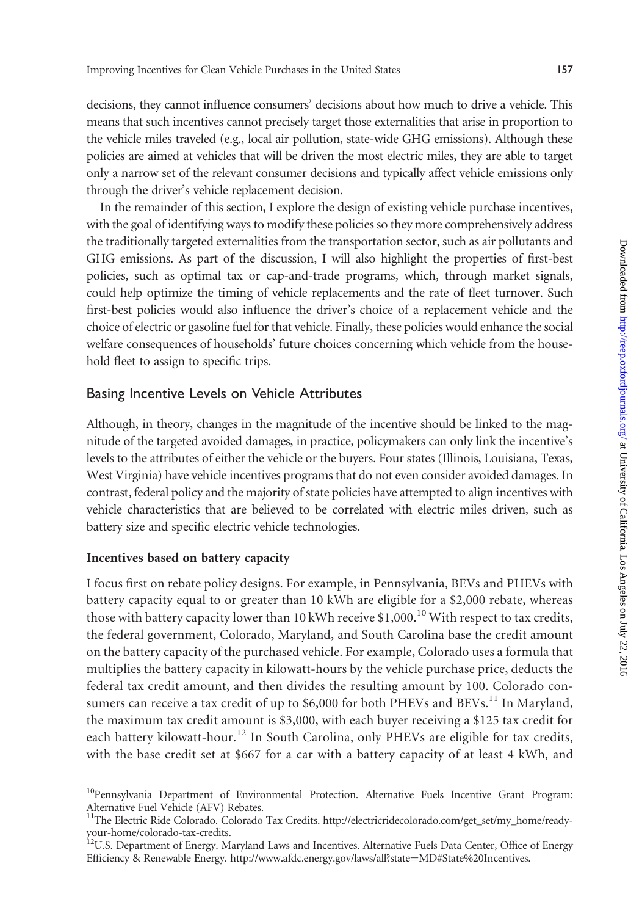decisions, they cannot influence consumers' decisions about how much to drive a vehicle. This means that such incentives cannot precisely target those externalities that arise in proportion to the vehicle miles traveled (e.g., local air pollution, state-wide GHG emissions). Although these policies are aimed at vehicles that will be driven the most electric miles, they are able to target only a narrow set of the relevant consumer decisions and typically affect vehicle emissions only through the driver's vehicle replacement decision.

In the remainder of this section, I explore the design of existing vehicle purchase incentives, with the goal of identifying ways to modify these policies so they more comprehensively address the traditionally targeted externalities from the transportation sector, such as air pollutants and GHG emissions. As part of the discussion, I will also highlight the properties of first-best policies, such as optimal tax or cap-and-trade programs, which, through market signals, could help optimize the timing of vehicle replacements and the rate of fleet turnover. Such first-best policies would also influence the driver's choice of a replacement vehicle and the choice of electric or gasoline fuel for that vehicle. Finally, these policies would enhance the social welfare consequences of households' future choices concerning which vehicle from the household fleet to assign to specific trips.

## Basing Incentive Levels on Vehicle Attributes

Although, in theory, changes in the magnitude of the incentive should be linked to the magnitude of the targeted avoided damages, in practice, policymakers can only link the incentive's levels to the attributes of either the vehicle or the buyers. Four states (Illinois, Louisiana, Texas, West Virginia) have vehicle incentives programs that do not even consider avoided damages. In contrast, federal policy and the majority of state policies have attempted to align incentives with vehicle characteristics that are believed to be correlated with electric miles driven, such as battery size and specific electric vehicle technologies.

### Incentives based on battery capacity

I focus first on rebate policy designs. For example, in Pennsylvania, BEVs and PHEVs with battery capacity equal to or greater than 10 kWh are eligible for a $2,000 rebate, whereas those with battery capacity lower than 10 kWh receive $1,000.[10] With respect to tax credits, the federal government, Colorado, Maryland, and South Carolina base the credit amount on the battery capacity of the purchased vehicle. For example, Colorado uses a formula that multiplies the battery capacity in kilowatt-hours by the vehicle purchase price, deducts the federal tax credit amount, and then divides the resulting amount by 100. Colorado consumers can receive a tax credit of up to $6,000 for both PHEVs and BEVs.[11] In Maryland, the maximum tax credit amount is $3,000, with each buyer receiving a $125 tax credit for each battery kilowatt-hour.[12] In South Carolina, only PHEVs are eligible for tax credits, with the base credit set at $667 for a car with a battery capacity of at least 4 kWh, and

[10]Pennsylvania Department of Environmental Protection. Alternative Fuels Incentive Grant Program: Alternative Fuel Vehicle (AFV) Rebates.

[11]The Electric Ride Colorado. Colorado Tax Credits. http://electricridecolorado.com/get_set/my_home/ready-your-home/colorado-tax-credits.

[12]U.S. Department of Energy. Maryland Laws and Incentives. Alternative Fuels Data Center, Office of Energy Efficiency & Renewable Energy. http://www.afdc.energy.gov/laws/all?state=MD#State%20Incentives.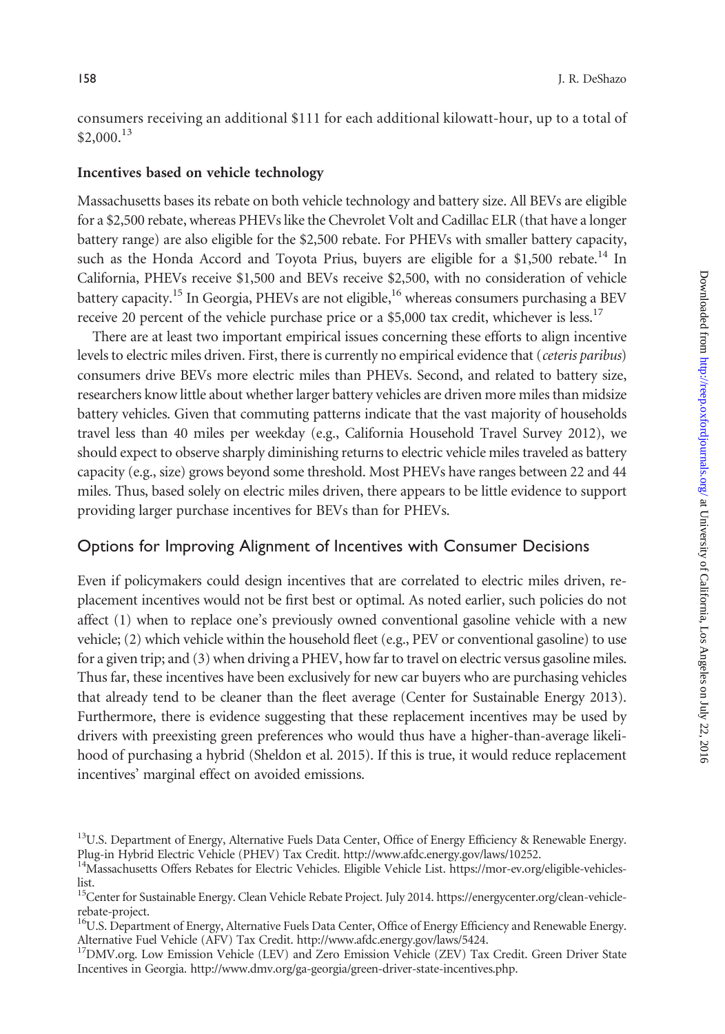consumers receiving an additional $111 for each additional kilowatt-hour, up to a total of $2,000.[13]

### Incentives based on vehicle technology

Massachusetts bases its rebate on both vehicle technology and battery size. All BEVs are eligible for a $2,500 rebate, whereas PHEVs like the Chevrolet Volt and Cadillac ELR (that have a longer battery range) are also eligible for the $2,500 rebate. For PHEVs with smaller battery capacity, such as the Honda Accord and Toyota Prius, buyers are eligible for a $1,500 rebate.[14] In California, PHEVs receive $1,500 and BEVs receive $2,500, with no consideration of vehicle battery capacity.[15] In Georgia, PHEVs are not eligible,[16] whereas consumers purchasing a BEV receive 20 percent of the vehicle purchase price or a $5,000 tax credit, whichever is less.[17]

There are at least two important empirical issues concerning these efforts to align incentive levels to electric miles driven. First, there is currently no empirical evidence that (*ceteris paribus*) consumers drive BEVs more electric miles than PHEVs. Second, and related to battery size, researchers know little about whether larger battery vehicles are driven more miles than midsize battery vehicles. Given that commuting patterns indicate that the vast majority of households travel less than 40 miles per weekday (e.g., California Household Travel Survey 2012), we should expect to observe sharply diminishing returns to electric vehicle miles traveled as battery capacity (e.g., size) grows beyond some threshold. Most PHEVs have ranges between 22 and 44 miles. Thus, based solely on electric miles driven, there appears to be little evidence to support providing larger purchase incentives for BEVs than for PHEVs.

## Options for Improving Alignment of Incentives with Consumer Decisions

Even if policymakers could design incentives that are correlated to electric miles driven, replacement incentives would not be first best or optimal. As noted earlier, such policies do not affect (1) when to replace one's previously owned conventional gasoline vehicle with a new vehicle; (2) which vehicle within the household fleet (e.g., PEV or conventional gasoline) to use for a given trip; and (3) when driving a PHEV, how far to travel on electric versus gasoline miles. Thus far, these incentives have been exclusively for new car buyers who are purchasing vehicles that already tend to be cleaner than the fleet average (Center for Sustainable Energy 2013). Furthermore, there is evidence suggesting that these replacement incentives may be used by drivers with preexisting green preferences who would thus have a higher-than-average likelihood of purchasing a hybrid (Sheldon et al. 2015). If this is true, it would reduce replacement incentives' marginal effect on avoided emissions.

---

[13] U.S. Department of Energy, Alternative Fuels Data Center, Office of Energy Efficiency & Renewable Energy. Plug-in Hybrid Electric Vehicle (PHEV) Tax Credit. http://www.afdc.energy.gov/laws/10252.

[14] Massachusetts Offers Rebates for Electric Vehicles. Eligible Vehicle List. https://mor-ev.org/eligible-vehicles-list.

[15] Center for Sustainable Energy. Clean Vehicle Rebate Project. July 2014. https://energycenter.org/clean-vehicle-rebate-project.

[16] U.S. Department of Energy, Alternative Fuels Data Center, Office of Energy Efficiency and Renewable Energy. Alternative Fuel Vehicle (AFV) Tax Credit. http://www.afdc.energy.gov/laws/5424.

[17] DMV.org. Low Emission Vehicle (LEV) and Zero Emission Vehicle (ZEV) Tax Credit. Green Driver State Incentives in Georgia. http://www.dmv.org/ga-georgia/green-driver-state-incentives.php.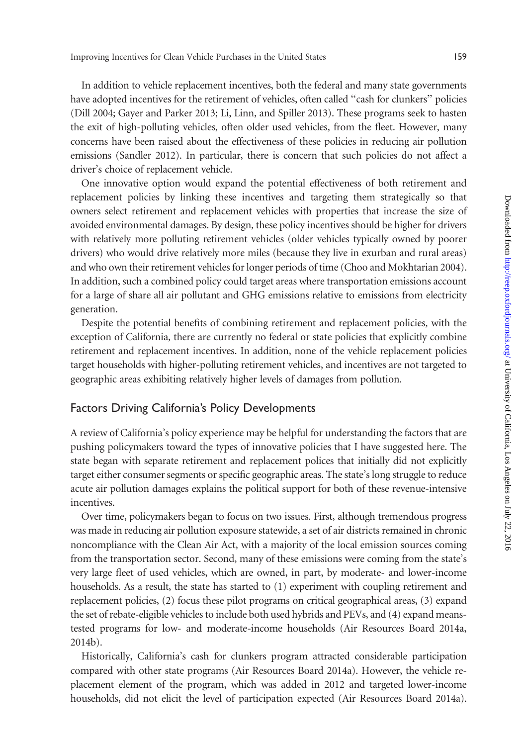In addition to vehicle replacement incentives, both the federal and many state governments have adopted incentives for the retirement of vehicles, often called "cash for clunkers" policies (Dill 2004; Gayer and Parker 2013; Li, Linn, and Spiller 2013). These programs seek to hasten the exit of high-polluting vehicles, often older used vehicles, from the fleet. However, many concerns have been raised about the effectiveness of these policies in reducing air pollution emissions (Sandler 2012). In particular, there is concern that such policies do not affect a driver's choice of replacement vehicle.

One innovative option would expand the potential effectiveness of both retirement and replacement policies by linking these incentives and targeting them strategically so that owners select retirement and replacement vehicles with properties that increase the size of avoided environmental damages. By design, these policy incentives should be higher for drivers with relatively more polluting retirement vehicles (older vehicles typically owned by poorer drivers) who would drive relatively more miles (because they live in exurban and rural areas) and who own their retirement vehicles for longer periods of time (Choo and Mokhtarian 2004). In addition, such a combined policy could target areas where transportation emissions account for a large of share all air pollutant and GHG emissions relative to emissions from electricity generation.

Despite the potential benefits of combining retirement and replacement policies, with the exception of California, there are currently no federal or state policies that explicitly combine retirement and replacement incentives. In addition, none of the vehicle replacement policies target households with higher-polluting retirement vehicles, and incentives are not targeted to geographic areas exhibiting relatively higher levels of damages from pollution.

## Factors Driving California's Policy Developments

A review of California's policy experience may be helpful for understanding the factors that are pushing policymakers toward the types of innovative policies that I have suggested here. The state began with separate retirement and replacement polices that initially did not explicitly target either consumer segments or specific geographic areas. The state's long struggle to reduce acute air pollution damages explains the political support for both of these revenue-intensive incentives.

Over time, policymakers began to focus on two issues. First, although tremendous progress was made in reducing air pollution exposure statewide, a set of air districts remained in chronic noncompliance with the Clean Air Act, with a majority of the local emission sources coming from the transportation sector. Second, many of these emissions were coming from the state's very large fleet of used vehicles, which are owned, in part, by moderate- and lower-income households. As a result, the state has started to (1) experiment with coupling retirement and replacement policies, (2) focus these pilot programs on critical geographical areas, (3) expand the set of rebate-eligible vehicles to include both used hybrids and PEVs, and (4) expand means-tested programs for low- and moderate-income households (Air Resources Board 2014a, 2014b).

Historically, California's cash for clunkers program attracted considerable participation compared with other state programs (Air Resources Board 2014a). However, the vehicle replacement element of the program, which was added in 2012 and targeted lower-income households, did not elicit the level of participation expected (Air Resources Board 2014a).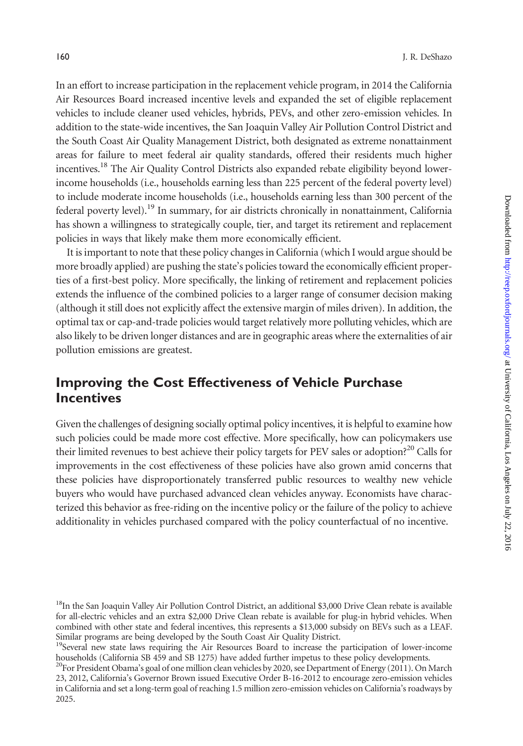In an effort to increase participation in the replacement vehicle program, in 2014 the California Air Resources Board increased incentive levels and expanded the set of eligible replacement vehicles to include cleaner used vehicles, hybrids, PEVs, and other zero-emission vehicles. In addition to the state-wide incentives, the San Joaquin Valley Air Pollution Control District and the South Coast Air Quality Management District, both designated as extreme nonattainment areas for failure to meet federal air quality standards, offered their residents much higher incentives.[18] The Air Quality Control Districts also expanded rebate eligibility beyond lower-income households (i.e., households earning less than 225 percent of the federal poverty level) to include moderate income households (i.e., households earning less than 300 percent of the federal poverty level).[19] In summary, for air districts chronically in nonattainment, California has shown a willingness to strategically couple, tier, and target its retirement and replacement policies in ways that likely make them more economically efficient.

It is important to note that these policy changes in California (which I would argue should be more broadly applied) are pushing the state's policies toward the economically efficient properties of a first-best policy. More specifically, the linking of retirement and replacement policies extends the influence of the combined policies to a larger range of consumer decision making (although it still does not explicitly affect the extensive margin of miles driven). In addition, the optimal tax or cap-and-trade policies would target relatively more polluting vehicles, which are also likely to be driven longer distances and are in geographic areas where the externalities of air pollution emissions are greatest.

## Improving the Cost Effectiveness of Vehicle Purchase Incentives

Given the challenges of designing socially optimal policy incentives, it is helpful to examine how such policies could be made more cost effective. More specifically, how can policymakers use their limited revenues to best achieve their policy targets for PEV sales or adoption?[20] Calls for improvements in the cost effectiveness of these policies have also grown amid concerns that these policies have disproportionately transferred public resources to wealthy new vehicle buyers who would have purchased advanced clean vehicles anyway. Economists have characterized this behavior as free-riding on the incentive policy or the failure of the policy to achieve additionality in vehicles purchased compared with the policy counterfactual of no incentive.

---

[18]In the San Joaquin Valley Air Pollution Control District, an additional $3,000 Drive Clean rebate is available for all-electric vehicles and an extra $2,000 Drive Clean rebate is available for plug-in hybrid vehicles. When combined with other state and federal incentives, this represents a $13,000 subsidy on BEVs such as a LEAF. Similar programs are being developed by the South Coast Air Quality District.

[19]Several new state laws requiring the Air Resources Board to increase the participation of lower-income households (California SB 459 and SB 1275) have added further impetus to these policy developments.

[20]For President Obama's goal of one million clean vehicles by 2020, see Department of Energy (2011). On March 23, 2012, California's Governor Brown issued Executive Order B-16-2012 to encourage zero-emission vehicles in California and set a long-term goal of reaching 1.5 million zero-emission vehicles on California's roadways by 2025.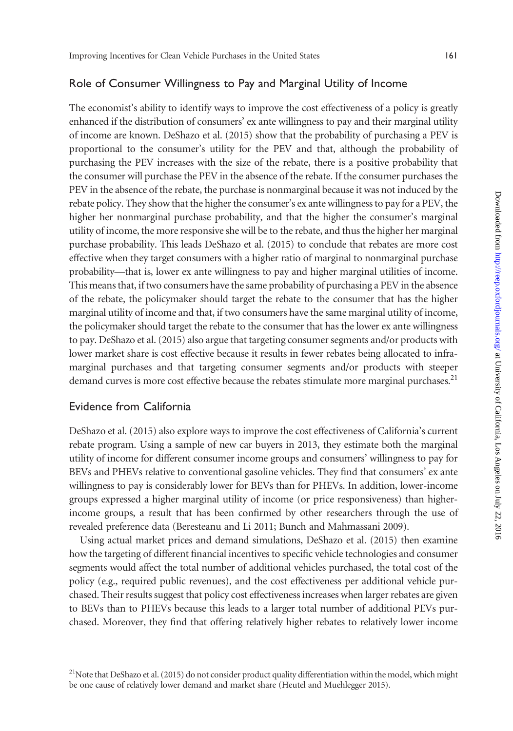## Role of Consumer Willingness to Pay and Marginal Utility of Income

The economist's ability to identify ways to improve the cost effectiveness of a policy is greatly enhanced if the distribution of consumers' ex ante willingness to pay and their marginal utility of income are known. DeShazo et al. (2015) show that the probability of purchasing a PEV is proportional to the consumer's utility for the PEV and that, although the probability of purchasing the PEV increases with the size of the rebate, there is a positive probability that the consumer will purchase the PEV in the absence of the rebate. If the consumer purchases the PEV in the absence of the rebate, the purchase is nonmarginal because it was not induced by the rebate policy. They show that the higher the consumer's ex ante willingness to pay for a PEV, the higher her nonmarginal purchase probability, and that the higher the consumer's marginal utility of income, the more responsive she will be to the rebate, and thus the higher her marginal purchase probability. This leads DeShazo et al. (2015) to conclude that rebates are more cost effective when they target consumers with a higher ratio of marginal to nonmarginal purchase probability—that is, lower ex ante willingness to pay and higher marginal utilities of income. This means that, if two consumers have the same probability of purchasing a PEV in the absence of the rebate, the policymaker should target the rebate to the consumer that has the higher marginal utility of income and that, if two consumers have the same marginal utility of income, the policymaker should target the rebate to the consumer that has the lower ex ante willingness to pay. DeShazo et al. (2015) also argue that targeting consumer segments and/or products with lower market share is cost effective because it results in fewer rebates being allocated to inframarginal purchases and that targeting consumer segments and/or products with steeper demand curves is more cost effective because the rebates stimulate more marginal purchases.[21]

## Evidence from California

DeShazo et al. (2015) also explore ways to improve the cost effectiveness of California's current rebate program. Using a sample of new car buyers in 2013, they estimate both the marginal utility of income for different consumer income groups and consumers' willingness to pay for BEVs and PHEVs relative to conventional gasoline vehicles. They find that consumers' ex ante willingness to pay is considerably lower for BEVs than for PHEVs. In addition, lower-income groups expressed a higher marginal utility of income (or price responsiveness) than higher-income groups, a result that has been confirmed by other researchers through the use of revealed preference data (Beresteanu and Li 2011; Bunch and Mahmassani 2009).

Using actual market prices and demand simulations, DeShazo et al. (2015) then examine how the targeting of different financial incentives to specific vehicle technologies and consumer segments would affect the total number of additional vehicles purchased, the total cost of the policy (e.g., required public revenues), and the cost effectiveness per additional vehicle purchased. Their results suggest that policy cost effectiveness increases when larger rebates are given to BEVs than to PHEVs because this leads to a larger total number of additional PEVs purchased. Moreover, they find that offering relatively higher rebates to relatively lower income

[21] Note that DeShazo et al. (2015) do not consider product quality differentiation within the model, which might be one cause of relatively lower demand and market share (Heutel and Muehlegger 2015).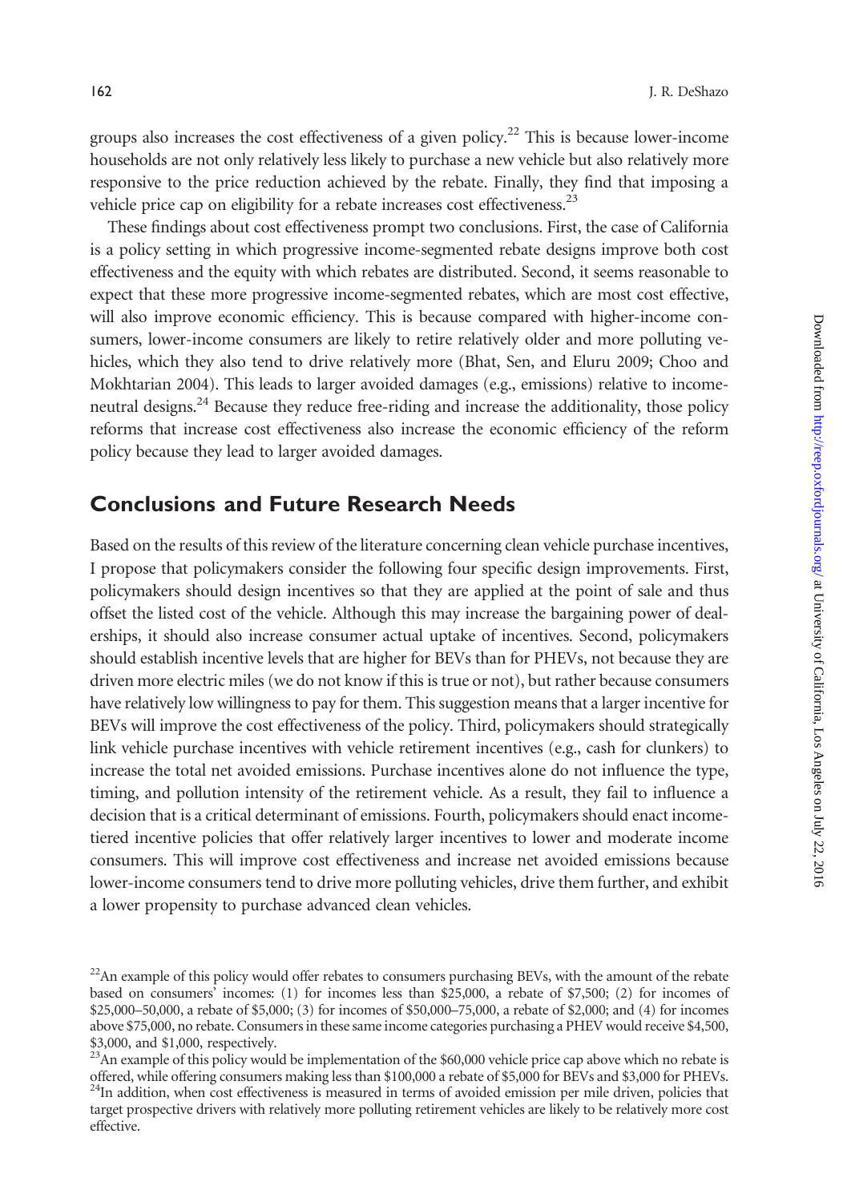groups also increases the cost effectiveness of a given policy.[22] This is because lower-income households are not only relatively less likely to purchase a new vehicle but also relatively more responsive to the price reduction achieved by the rebate. Finally, they find that imposing a vehicle price cap on eligibility for a rebate increases cost effectiveness.[23]

These findings about cost effectiveness prompt two conclusions. First, the case of California is a policy setting in which progressive income-segmented rebate designs improve both cost effectiveness and the equity with which rebates are distributed. Second, it seems reasonable to expect that these more progressive income-segmented rebates, which are most cost effective, will also improve economic efficiency. This is because compared with higher-income consumers, lower-income consumers are likely to retire relatively older and more polluting vehicles, which they also tend to drive relatively more (Bhat, Sen, and Eluru 2009; Choo and Mokhtarian 2004). This leads to larger avoided damages (e.g., emissions) relative to income-neutral designs.[24] Because they reduce free-riding and increase the additionality, those policy reforms that increase cost effectiveness also increase the economic efficiency of the reform policy because they lead to larger avoided damages.

## Conclusions and Future Research Needs

Based on the results of this review of the literature concerning clean vehicle purchase incentives, I propose that policymakers consider the following four specific design improvements. First, policymakers should design incentives so that they are applied at the point of sale and thus offset the listed cost of the vehicle. Although this may increase the bargaining power of dealerships, it should also increase consumer actual uptake of incentives. Second, policymakers should establish incentive levels that are higher for BEVs than for PHEVs, not because they are driven more electric miles (we do not know if this is true or not), but rather because consumers have relatively low willingness to pay for them. This suggestion means that a larger incentive for BEVs will improve the cost effectiveness of the policy. Third, policymakers should strategically link vehicle purchase incentives with vehicle retirement incentives (e.g., cash for clunkers) to increase the total net avoided emissions. Purchase incentives alone do not influence the type, timing, and pollution intensity of the retirement vehicle. As a result, they fail to influence a decision that is a critical determinant of emissions. Fourth, policymakers should enact income-tiered incentive policies that offer relatively larger incentives to lower and moderate income consumers. This will improve cost effectiveness and increase net avoided emissions because lower-income consumers tend to drive more polluting vehicles, drive them further, and exhibit a lower propensity to purchase advanced clean vehicles.

---

[22] An example of this policy would offer rebates to consumers purchasing BEVs, with the amount of the rebate based on consumers' incomes: (1) for incomes less than $25,000, a rebate of $7,500; (2) for incomes of $25,000–50,000, a rebate of $5,000; (3) for incomes of $50,000–75,000, a rebate of $2,000; and (4) for incomes above $75,000, no rebate. Consumers in these same income categories purchasing a PHEV would receive $4,500, $3,000, and $1,000, respectively.

[23] An example of this policy would be implementation of the $60,000 vehicle price cap above which no rebate is offered, while offering consumers making less than $100,000 a rebate of $5,000 for BEVs and $3,000 for PHEVs.

[24] In addition, when cost effectiveness is measured in terms of avoided emission per mile driven, policies that target prospective drivers with relatively more polluting retirement vehicles are likely to be relatively more cost effective.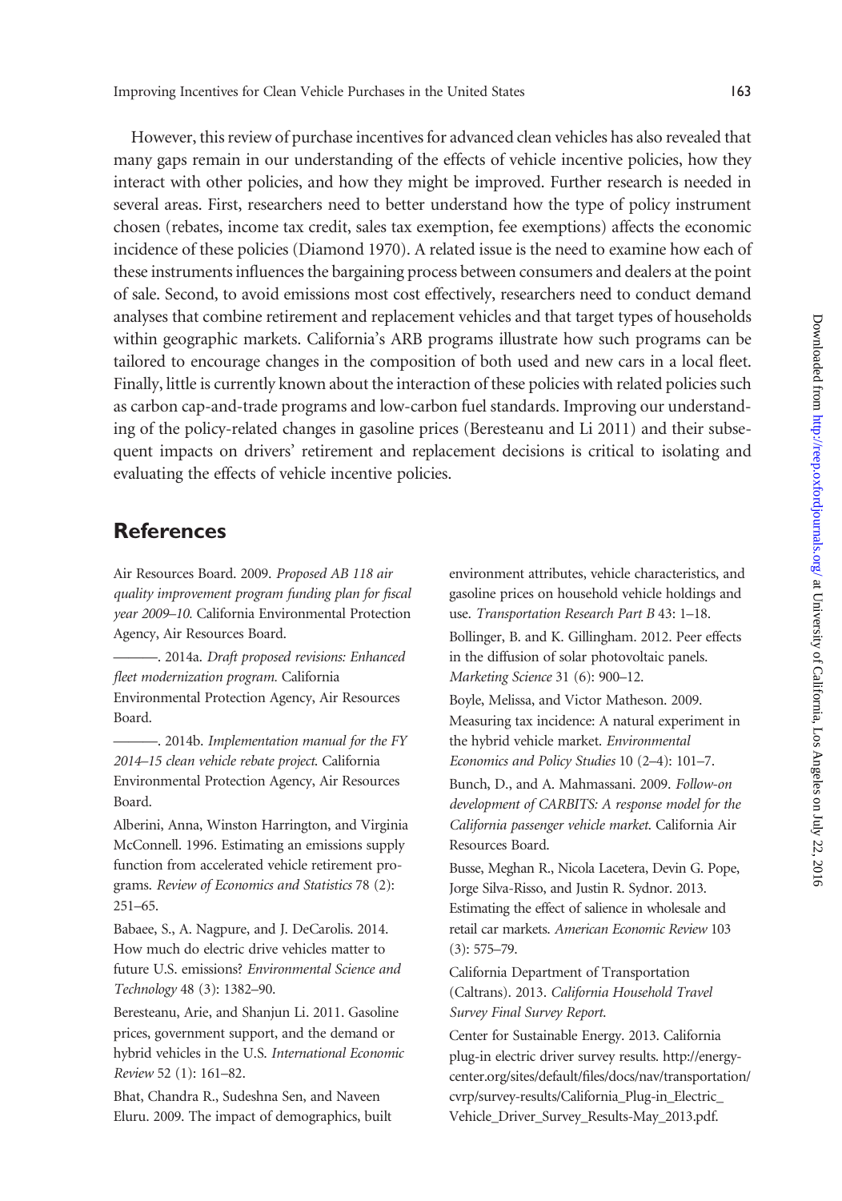However, this review of purchase incentives for advanced clean vehicles has also revealed that many gaps remain in our understanding of the effects of vehicle incentive policies, how they interact with other policies, and how they might be improved. Further research is needed in several areas. First, researchers need to better understand how the type of policy instrument chosen (rebates, income tax credit, sales tax exemption, fee exemptions) affects the economic incidence of these policies (Diamond 1970). A related issue is the need to examine how each of these instruments influences the bargaining process between consumers and dealers at the point of sale. Second, to avoid emissions most cost effectively, researchers need to conduct demand analyses that combine retirement and replacement vehicles and that target types of households within geographic markets. California's ARB programs illustrate how such programs can be tailored to encourage changes in the composition of both used and new cars in a local fleet. Finally, little is currently known about the interaction of these policies with related policies such as carbon cap-and-trade programs and low-carbon fuel standards. Improving our understanding of the policy-related changes in gasoline prices (Beresteanu and Li 2011) and their subsequent impacts on drivers' retirement and replacement decisions is critical to isolating and evaluating the effects of vehicle incentive policies.

## References

Air Resources Board. 2009. *Proposed AB 118 air quality improvement program funding plan for fiscal year 2009–10.* California Environmental Protection Agency, Air Resources Board.

———. 2014a. *Draft proposed revisions: Enhanced fleet modernization program.* California Environmental Protection Agency, Air Resources Board.

———. 2014b. *Implementation manual for the FY 2014–15 clean vehicle rebate project.* California Environmental Protection Agency, Air Resources Board.

Alberini, Anna, Winston Harrington, and Virginia McConnell. 1996. Estimating an emissions supply function from accelerated vehicle retirement programs. *Review of Economics and Statistics* 78 (2): 251–65.

Babaee, S., A. Nagpure, and J. DeCarolis. 2014. How much do electric drive vehicles matter to future U.S. emissions? *Environmental Science and Technology* 48 (3): 1382–90.

Beresteanu, Arie, and Shanjun Li. 2011. Gasoline prices, government support, and the demand or hybrid vehicles in the U.S. *International Economic Review* 52 (1): 161–82.

Bhat, Chandra R., Sudeshna Sen, and Naveen Eluru. 2009. The impact of demographics, built environment attributes, vehicle characteristics, and gasoline prices on household vehicle holdings and use. *Transportation Research Part B* 43: 1–18.

Bollinger, B. and K. Gillingham. 2012. Peer effects in the diffusion of solar photovoltaic panels. *Marketing Science* 31 (6): 900–12.

Boyle, Melissa, and Victor Matheson. 2009. Measuring tax incidence: A natural experiment in the hybrid vehicle market. *Environmental Economics and Policy Studies* 10 (2–4): 101–7.

Bunch, D., and A. Mahmassani. 2009. *Follow-on development of CARBITS: A response model for the California passenger vehicle market.* California Air Resources Board.

Busse, Meghan R., Nicola Lacetera, Devin G. Pope, Jorge Silva-Risso, and Justin R. Sydnor. 2013. Estimating the effect of salience in wholesale and retail car markets. *American Economic Review* 103 (3): 575–79.

California Department of Transportation (Caltrans). 2013. *California Household Travel Survey Final Survey Report.*

Center for Sustainable Energy. 2013. California plug-in electric driver survey results. http://energycenter.org/sites/default/files/docs/nav/transportation/cvrp/survey-results/California_Plug-in_Electric_Vehicle_Driver_Survey_Results-May_2013.pdf.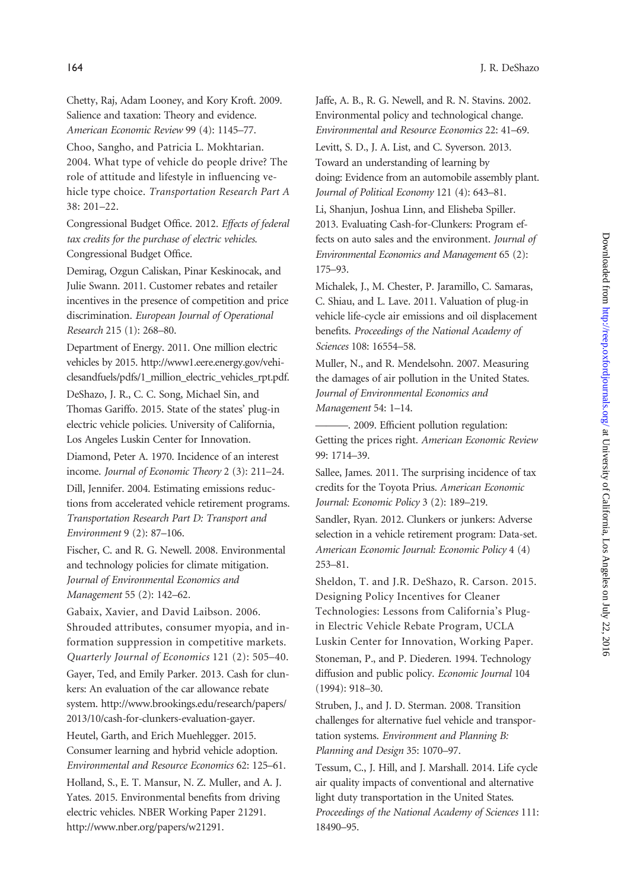Chetty, Raj, Adam Looney, and Kory Kroft. 2009. Salience and taxation: Theory and evidence. *American Economic Review* 99 (4): 1145–77.

Choo, Sangho, and Patricia L. Mokhtarian. 2004. What type of vehicle do people drive? The role of attitude and lifestyle in influencing vehicle type choice. *Transportation Research Part A* 38: 201–22.

Congressional Budget Office. 2012. *Effects of federal tax credits for the purchase of electric vehicles*. Congressional Budget Office.

Demirag, Ozgun Caliskan, Pinar Keskinocak, and Julie Swann. 2011. Customer rebates and retailer incentives in the presence of competition and price discrimination. *European Journal of Operational Research* 215 (1): 268–80.

Department of Energy. 2011. One million electric vehicles by 2015. http://www1.eere.energy.gov/vehiclesandfuels/pdfs/1_million_electric_vehicles_rpt.pdf.

DeShazo, J. R., C. C. Song, Michael Sin, and Thomas Gariffo. 2015. State of the states' plug-in electric vehicle policies. University of California, Los Angeles Luskin Center for Innovation.

Diamond, Peter A. 1970. Incidence of an interest income. *Journal of Economic Theory* 2 (3): 211–24.

Dill, Jennifer. 2004. Estimating emissions reductions from accelerated vehicle retirement programs. *Transportation Research Part D: Transport and Environment* 9 (2): 87–106.

Fischer, C. and R. G. Newell. 2008. Environmental and technology policies for climate mitigation. *Journal of Environmental Economics and Management* 55 (2): 142–62.

Gabaix, Xavier, and David Laibson. 2006. Shrouded attributes, consumer myopia, and information suppression in competitive markets. *Quarterly Journal of Economics* 121 (2): 505–40.

Gayer, Ted, and Emily Parker. 2013. Cash for clunkers: An evaluation of the car allowance rebate system. http://www.brookings.edu/research/papers/2013/10/cash-for-clunkers-evaluation-gayer.

Heutel, Garth, and Erich Muehlegger. 2015. Consumer learning and hybrid vehicle adoption. *Environmental and Resource Economics* 62: 125–61.

Holland, S., E. T. Mansur, N. Z. Muller, and A. J. Yates. 2015. Environmental benefits from driving electric vehicles. NBER Working Paper 21291. http://www.nber.org/papers/w21291.

Jaffe, A. B., R. G. Newell, and R. N. Stavins. 2002. Environmental policy and technological change. *Environmental and Resource Economics* 22: 41–69.

Levitt, S. D., J. A. List, and C. Syverson. 2013. Toward an understanding of learning by doing: Evidence from an automobile assembly plant. *Journal of Political Economy* 121 (4): 643–81.

Li, Shanjun, Joshua Linn, and Elisheba Spiller. 2013. Evaluating Cash-for-Clunkers: Program effects on auto sales and the environment. *Journal of Environmental Economics and Management* 65 (2): 175–93.

Michalek, J., M. Chester, P. Jaramillo, C. Samaras, C. Shiau, and L. Lave. 2011. Valuation of plug-in vehicle life-cycle air emissions and oil displacement benefits. *Proceedings of the National Academy of Sciences* 108: 16554–58.

Muller, N., and R. Mendelsohn. 2007. Measuring the damages of air pollution in the United States. *Journal of Environmental Economics and Management* 54: 1–14.

———. 2009. Efficient pollution regulation: Getting the prices right. *American Economic Review* 99: 1714–39.

Sallee, James. 2011. The surprising incidence of tax credits for the Toyota Prius. *American Economic Journal: Economic Policy* 3 (2): 189–219.

Sandler, Ryan. 2012. Clunkers or junkers: Adverse selection in a vehicle retirement program: Data-set. *American Economic Journal: Economic Policy* 4 (4) 253–81.

Sheldon, T. and J.R. DeShazo, R. Carson. 2015. Designing Policy Incentives for Cleaner Technologies: Lessons from California's Plug-in Electric Vehicle Rebate Program, UCLA Luskin Center for Innovation, Working Paper.

Stoneman, P., and P. Diederen. 1994. Technology diffusion and public policy. *Economic Journal* 104 (1994): 918–30.

Struben, J., and J. D. Sterman. 2008. Transition challenges for alternative fuel vehicle and transportation systems. *Environment and Planning B: Planning and Design* 35: 1070–97.

Tessum, C., J. Hill, and J. Marshall. 2014. Life cycle air quality impacts of conventional and alternative light duty transportation in the United States. *Proceedings of the National Academy of Sciences* 111: 18490–95.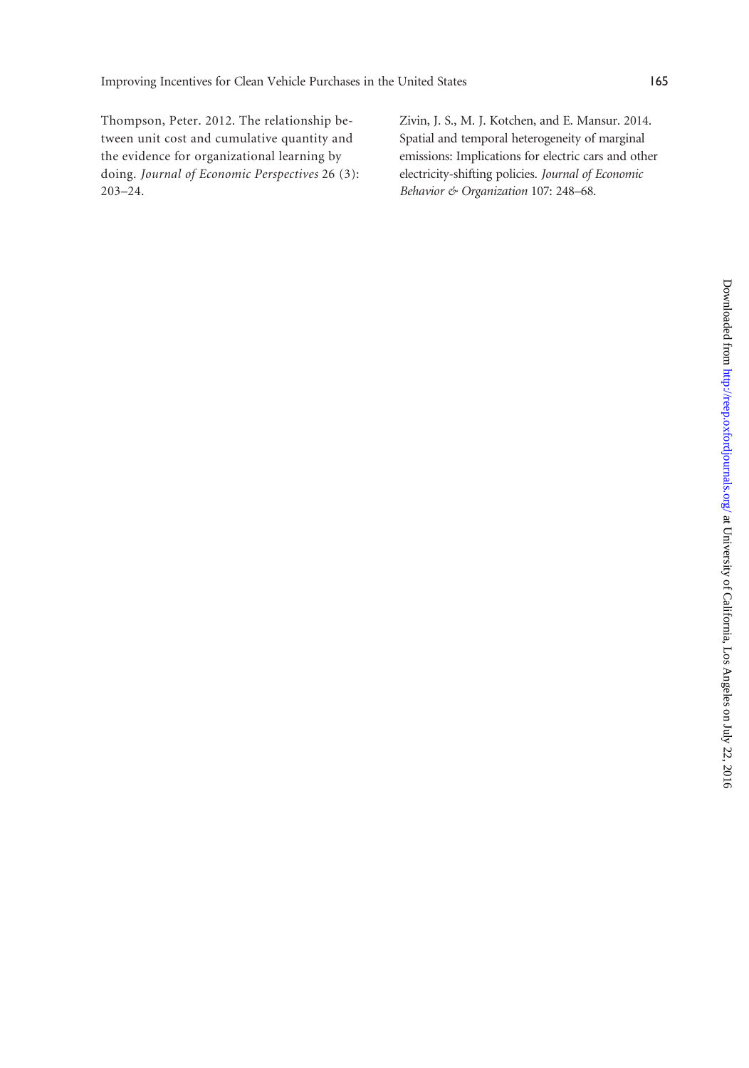Thompson, Peter. 2012. The relationship between unit cost and cumulative quantity and the evidence for organizational learning by doing. *Journal of Economic Perspectives* 26 (3): 203–24.

Zivin, J. S., M. J. Kotchen, and E. Mansur. 2014. Spatial and temporal heterogeneity of marginal emissions: Implications for electric cars and other electricity-shifting policies. *Journal of Economic Behavior & Organization* 107: 248–68.